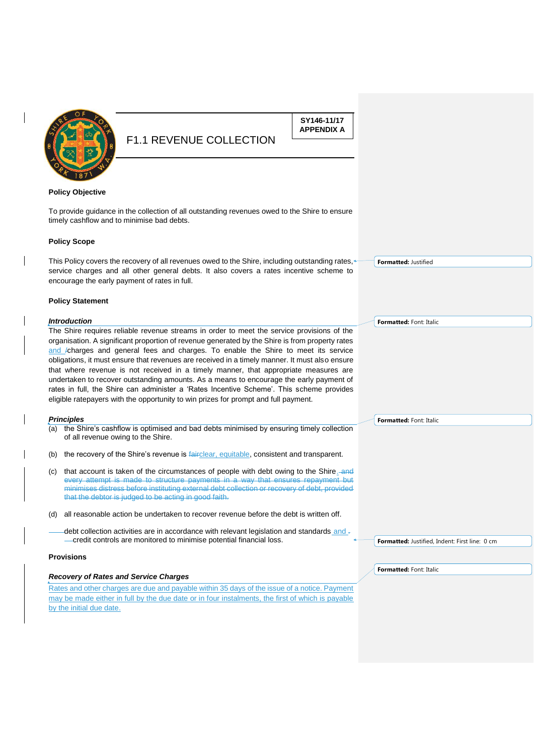SY146-11/17
APPENDIX A

# F1.1 REVENUE COLLECTION

**Policy Objective**

To provide guidance in the collection of all outstanding revenues owed to the Shire to ensure timely cashflow and to minimise bad debts.

**Policy Scope**

This Policy covers the recovery of all revenues owed to the Shire, including outstanding rates, service charges and all other general debts. It also covers a rates incentive scheme to encourage the early payment of rates in full.

**Policy Statement**

***Introduction***

The Shire requires reliable revenue streams in order to meet the service provisions of the organisation. A significant proportion of revenue generated by the Shire is from property rates and charges and general fees and charges. To enable the Shire to meet its service obligations, it must ensure that revenues are received in a timely manner. It must also ensure that where revenue is not received in a timely manner, that appropriate measures are undertaken to recover outstanding amounts. As a means to encourage the early payment of rates in full, the Shire can administer a 'Rates Incentive Scheme'. This scheme provides eligible ratepayers with the opportunity to win prizes for prompt and full payment.

***Principles***

(a) the Shire's cashflow is optimised and bad debts minimised by ensuring timely collection of all revenue owing to the Shire.

(b) the recovery of the Shire's revenue is clear, equitable, consistent and transparent.

(c) that account is taken of the circumstances of people with debt owing to the Shire.

(d) all reasonable action be undertaken to recover revenue before the debt is written off.

debt collection activities are in accordance with relevant legislation and standards and credit controls are monitored to minimise potential financial loss.

**Provisions**

***Recovery of Rates and Service Charges***

Rates and other charges are due and payable within 35 days of the issue of a notice. Payment may be made either in full by the due date or in four instalments, the first of which is payable by the initial due date.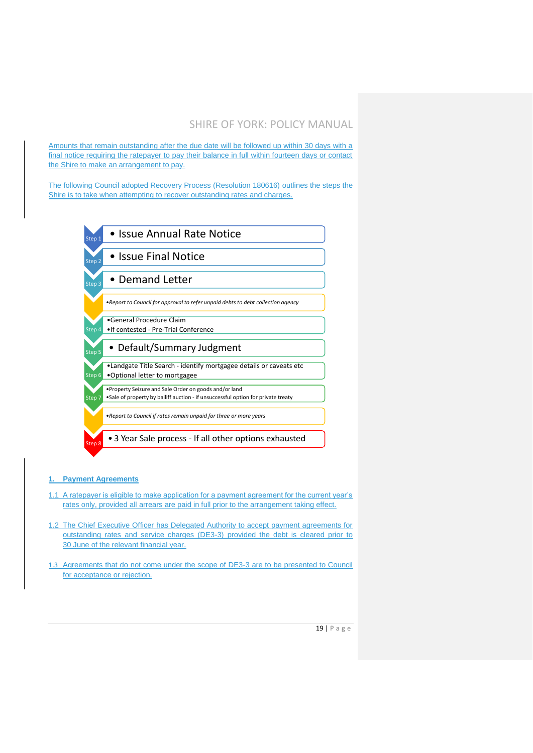Amounts that remain outstanding after the due date will be followed up within 30 days with a final notice requiring the ratepayer to pay their balance in full within fourteen days or contact the Shire to make an arrangement to pay.

The following Council adopted Recovery Process (Resolution 180616) outlines the steps the Shire is to take when attempting to recover outstanding rates and charges.

| Step | Action |
|---|---|
| Step 1 | • Issue Annual Rate Notice |
| Step 2 | • Issue Final Notice |
| Step 3 | • Demand Letter |
| | • *Report to Council for approval to refer unpaid debts to debt collection agency* |
| Step 4 | • General Procedure Claim<br>• If contested - Pre-Trial Conference |
| Step 5 | • Default/Summary Judgment |
| Step 6 | • Landgate Title Search - identify mortgagee details or caveats etc<br>• Optional letter to mortgagee |
| Step 7 | • Property Seizure and Sale Order on goods and/or land<br>• Sale of property by bailiff auction - if unsuccessful option for private treaty |
| | • *Report to Council if rates remain unpaid for three or more years* |
| Step 8 | • 3 Year Sale process - If all other options exhausted |

## 1. Payment Agreements

1.1 A ratepayer is eligible to make application for a payment agreement for the current year's rates only, provided all arrears are paid in full prior to the arrangement taking effect.

1.2 The Chief Executive Officer has Delegated Authority to accept payment agreements for outstanding rates and service charges (DE3-3) provided the debt is cleared prior to 30 June of the relevant financial year.

1.3 Agreements that do not come under the scope of DE3-3 are to be presented to Council for acceptance or rejection.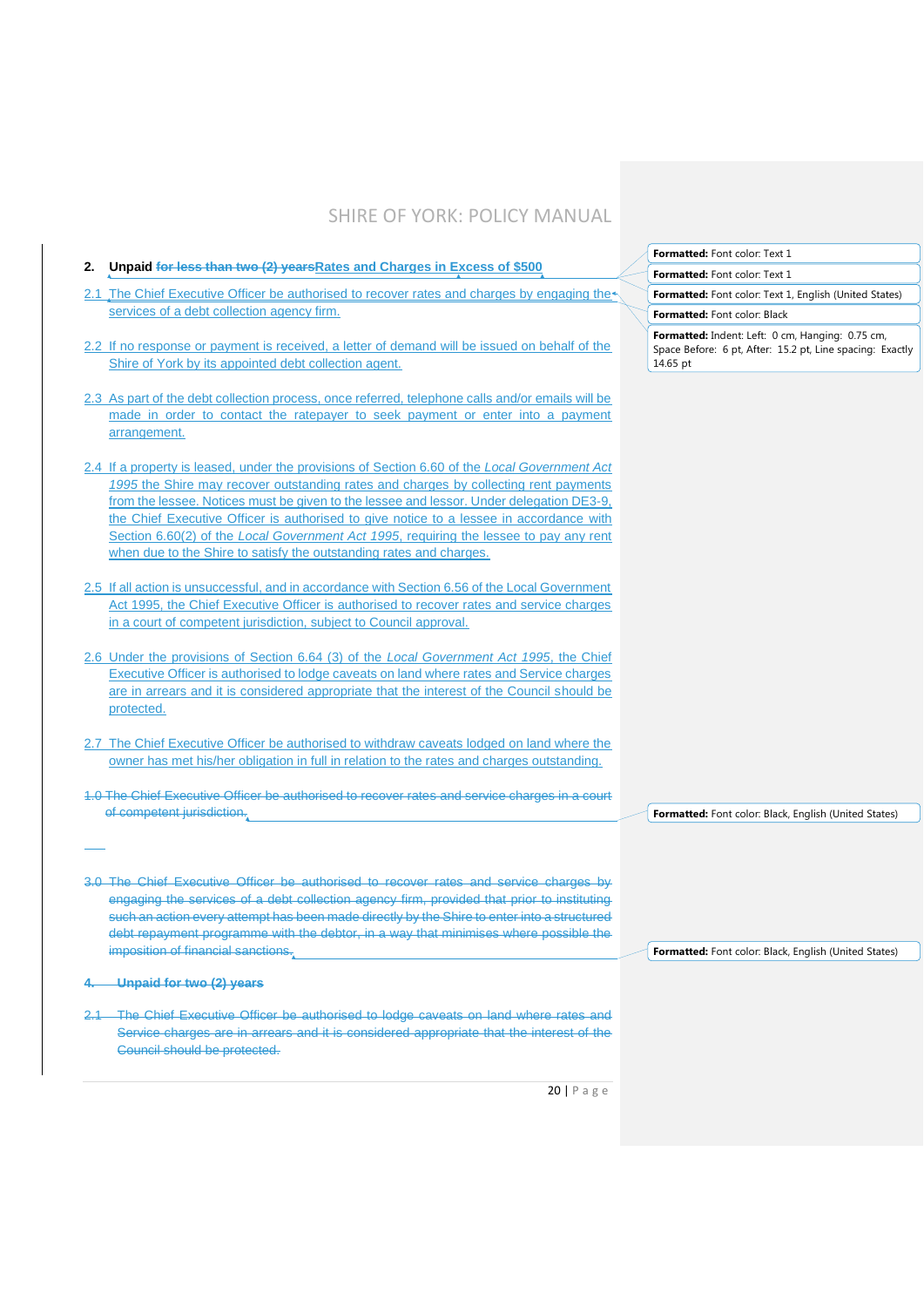## 2. Unpaid ~~for less than two (2) years~~Rates and Charges in Excess of $500

2.1 The Chief Executive Officer be authorised to recover rates and charges by engaging the services of a debt collection agency firm.

2.2 If no response or payment is received, a letter of demand will be issued on behalf of the Shire of York by its appointed debt collection agent.

2.3 As part of the debt collection process, once referred, telephone calls and/or emails will be made in order to contact the ratepayer to seek payment or enter into a payment arrangement.

2.4 If a property is leased, under the provisions of Section 6.60 of the *Local Government Act 1995* the Shire may recover outstanding rates and charges by collecting rent payments from the lessee. Notices must be given to the lessee and lessor. Under delegation DE3-9, the Chief Executive Officer is authorised to give notice to a lessee in accordance with Section 6.60(2) of the *Local Government Act 1995*, requiring the lessee to pay any rent when due to the Shire to satisfy the outstanding rates and charges.

2.5 If all action is unsuccessful, and in accordance with Section 6.56 of the Local Government Act 1995, the Chief Executive Officer is authorised to recover rates and service charges in a court of competent jurisdiction, subject to Council approval.

2.6 Under the provisions of Section 6.64 (3) of the *Local Government Act 1995*, the Chief Executive Officer is authorised to lodge caveats on land where rates and Service charges are in arrears and it is considered appropriate that the interest of the Council should be protected.

2.7 The Chief Executive Officer be authorised to withdraw caveats lodged on land where the owner has met his/her obligation in full in relation to the rates and charges outstanding.

~~1.0 The Chief Executive Officer be authorised to recover rates and service charges in a court of competent jurisdiction.~~

~~3.0 The Chief Executive Officer be authorised to recover rates and service charges by engaging the services of a debt collection agency firm, provided that prior to instituting such an action every attempt has been made directly by the Shire to enter into a structured debt repayment programme with the debtor, in a way that minimises where possible the imposition of financial sanctions.~~

~~4. Unpaid for two (2) years~~

~~2.1 The Chief Executive Officer be authorised to lodge caveats on land where rates and Service charges are in arrears and it is considered appropriate that the interest of the Council should be protected.~~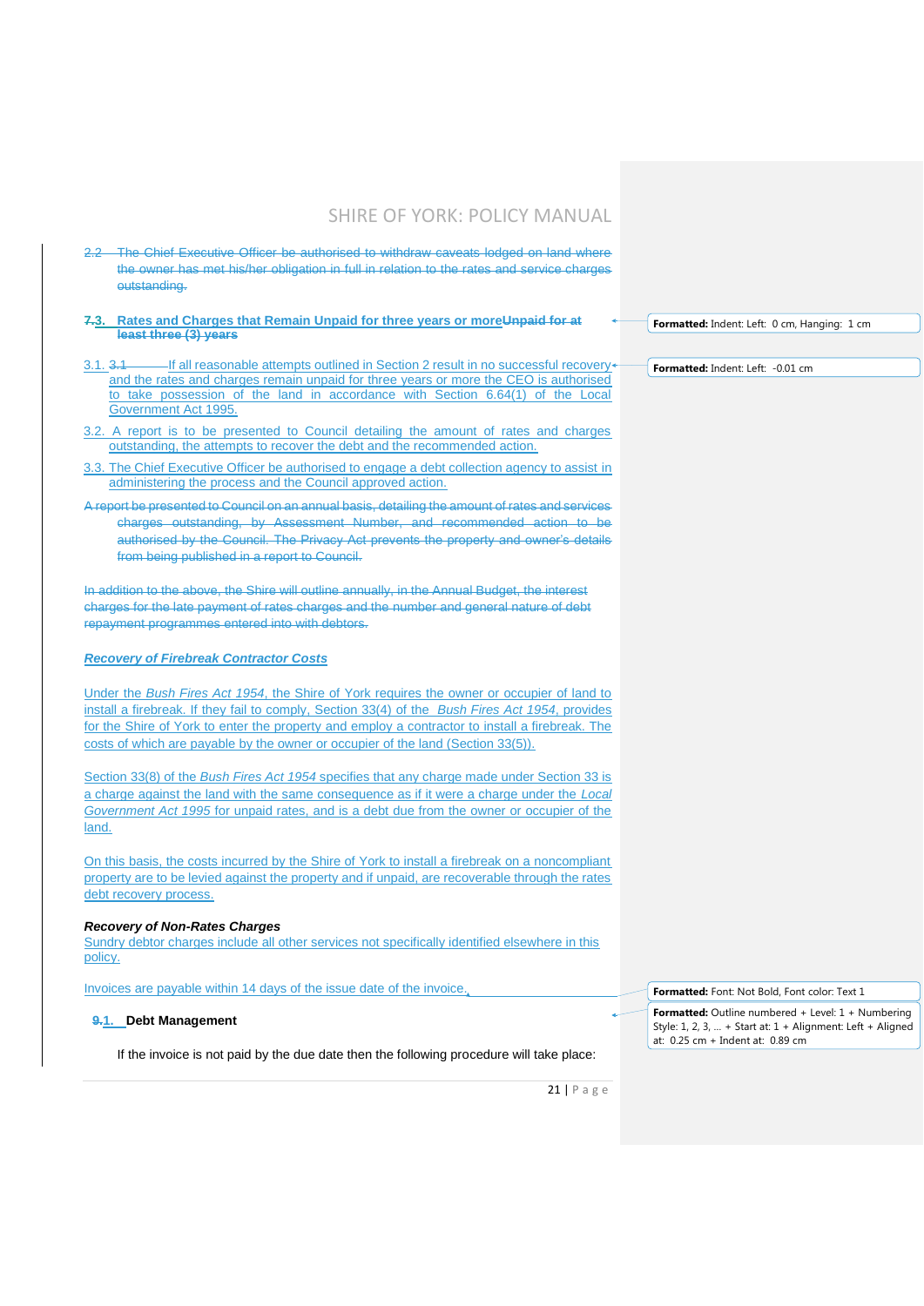2.2 The Chief Executive Officer be authorised to withdraw caveats lodged on land where the owner has met his/her obligation in full in relation to the rates and service charges outstanding.

**7.3. Rates and Charges that Remain Unpaid for three years or moreUnpaid for at least three (3) years**

3.1. 3.1 If all reasonable attempts outlined in Section 2 result in no successful recovery and the rates and charges remain unpaid for three years or more the CEO is authorised to take possession of the land in accordance with Section 6.64(1) of the Local Government Act 1995.

3.2. A report is to be presented to Council detailing the amount of rates and charges outstanding, the attempts to recover the debt and the recommended action.

3.3. The Chief Executive Officer be authorised to engage a debt collection agency to assist in administering the process and the Council approved action.

A report be presented to Council on an annual basis, detailing the amount of rates and services charges outstanding, by Assessment Number, and recommended action to be authorised by the Council. The Privacy Act prevents the property and owner's details from being published in a report to Council.

In addition to the above, the Shire will outline annually, in the Annual Budget, the interest charges for the late payment of rates charges and the number and general nature of debt repayment programmes entered into with debtors.

***Recovery of Firebreak Contractor Costs***

Under the *Bush Fires Act 1954*, the Shire of York requires the owner or occupier of land to install a firebreak. If they fail to comply, Section 33(4) of the *Bush Fires Act 1954*, provides for the Shire of York to enter the property and employ a contractor to install a firebreak. The costs of which are payable by the owner or occupier of the land (Section 33(5)).

Section 33(8) of the *Bush Fires Act 1954* specifies that any charge made under Section 33 is a charge against the land with the same consequence as if it were a charge under the *Local Government Act 1995* for unpaid rates, and is a debt due from the owner or occupier of the land.

On this basis, the costs incurred by the Shire of York to install a firebreak on a noncompliant property are to be levied against the property and if unpaid, are recoverable through the rates debt recovery process.

***Recovery of Non-Rates Charges***

Sundry debtor charges include all other services not specifically identified elsewhere in this policy.

Invoices are payable within 14 days of the issue date of the invoice.

**9.1. Debt Management**

If the invoice is not paid by the due date then the following procedure will take place: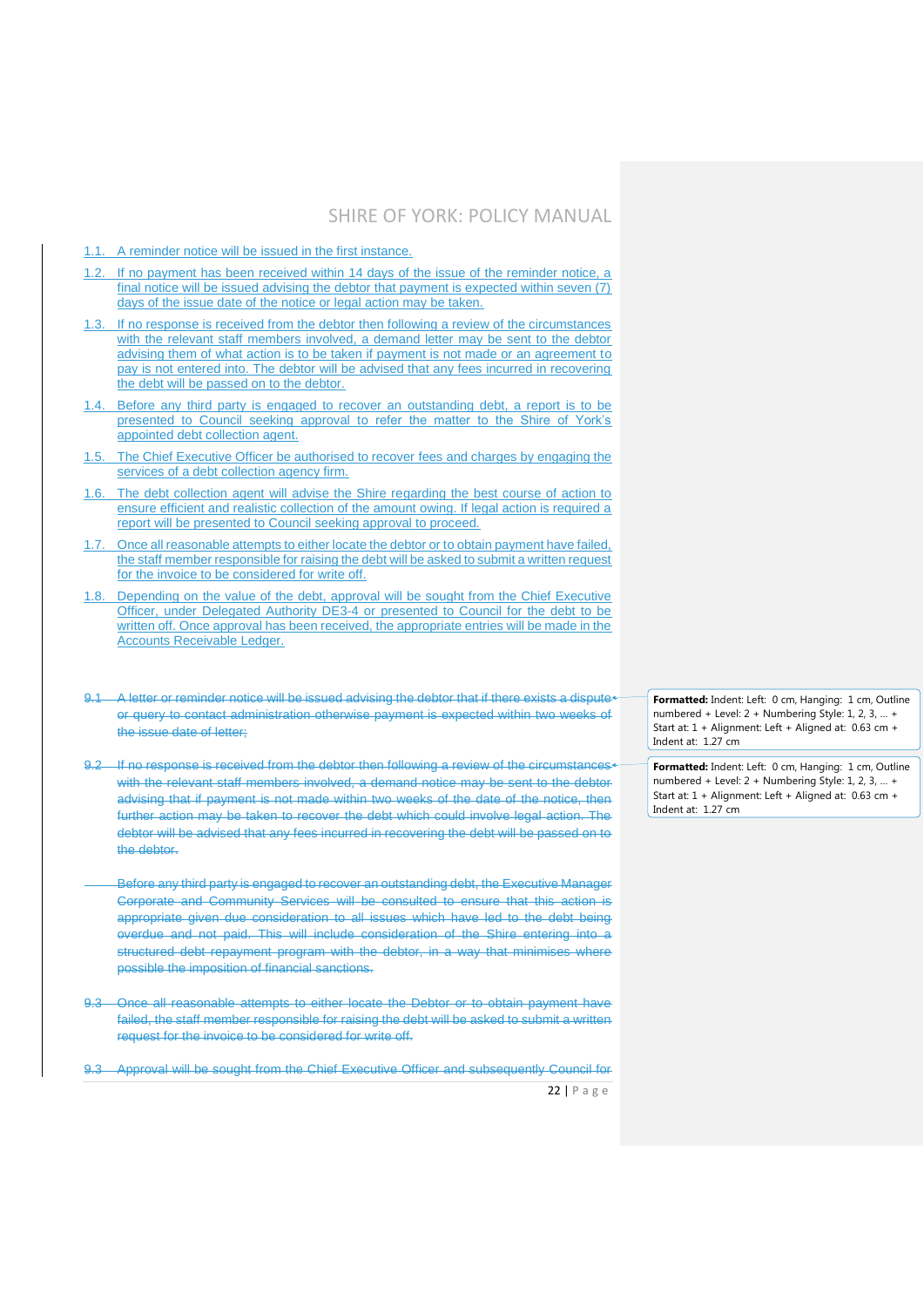1.1. A reminder notice will be issued in the first instance.

1.2. If no payment has been received within 14 days of the issue of the reminder notice, a final notice will be issued advising the debtor that payment is expected within seven (7) days of the issue date of the notice or legal action may be taken.

1.3. If no response is received from the debtor then following a review of the circumstances with the relevant staff members involved, a demand letter may be sent to the debtor advising them of what action is to be taken if payment is not made or an agreement to pay is not entered into. The debtor will be advised that any fees incurred in recovering the debt will be passed on to the debtor.

1.4. Before any third party is engaged to recover an outstanding debt, a report is to be presented to Council seeking approval to refer the matter to the Shire of York's appointed debt collection agent.

1.5. The Chief Executive Officer be authorised to recover fees and charges by engaging the services of a debt collection agency firm.

1.6. The debt collection agent will advise the Shire regarding the best course of action to ensure efficient and realistic collection of the amount owing. If legal action is required a report will be presented to Council seeking approval to proceed.

1.7. Once all reasonable attempts to either locate the debtor or to obtain payment have failed, the staff member responsible for raising the debt will be asked to submit a written request for the invoice to be considered for write off.

1.8. Depending on the value of the debt, approval will be sought from the Chief Executive Officer, under Delegated Authority DE3-4 or presented to Council for the debt to be written off. Once approval has been received, the appropriate entries will be made in the Accounts Receivable Ledger.

~~9.1 A letter or reminder notice will be issued advising the debtor that if there exists a dispute or query to contact administration otherwise payment is expected within two weeks of the issue date of letter;~~

~~9.2 If no response is received from the debtor then following a review of the circumstances with the relevant staff members involved, a demand notice may be sent to the debtor advising that if payment is not made within two weeks of the date of the notice, then further action may be taken to recover the debt which could involve legal action. The debtor will be advised that any fees incurred in recovering the debt will be passed on to the debtor.~~

~~Before any third party is engaged to recover an outstanding debt, the Executive Manager Corporate and Community Services will be consulted to ensure that this action is appropriate given due consideration to all issues which have led to the debt being overdue and not paid. This will include consideration of the Shire entering into a structured debt repayment program with the debtor, in a way that minimises where possible the imposition of financial sanctions.~~

~~9.3 Once all reasonable attempts to either locate the Debtor or to obtain payment have failed, the staff member responsible for raising the debt will be asked to submit a written request for the invoice to be considered for write off.~~

~~9.3 Approval will be sought from the Chief Executive Officer and subsequently Council for~~

**Formatted:** Indent: Left: 0 cm, Hanging: 1 cm, Outline numbered + Level: 2 + Numbering Style: 1, 2, 3, … + Start at: 1 + Alignment: Left + Aligned at: 0.63 cm + Indent at: 1.27 cm

**Formatted:** Indent: Left: 0 cm, Hanging: 1 cm, Outline numbered + Level: 2 + Numbering Style: 1, 2, 3, … + Start at: 1 + Alignment: Left + Aligned at: 0.63 cm + Indent at: 1.27 cm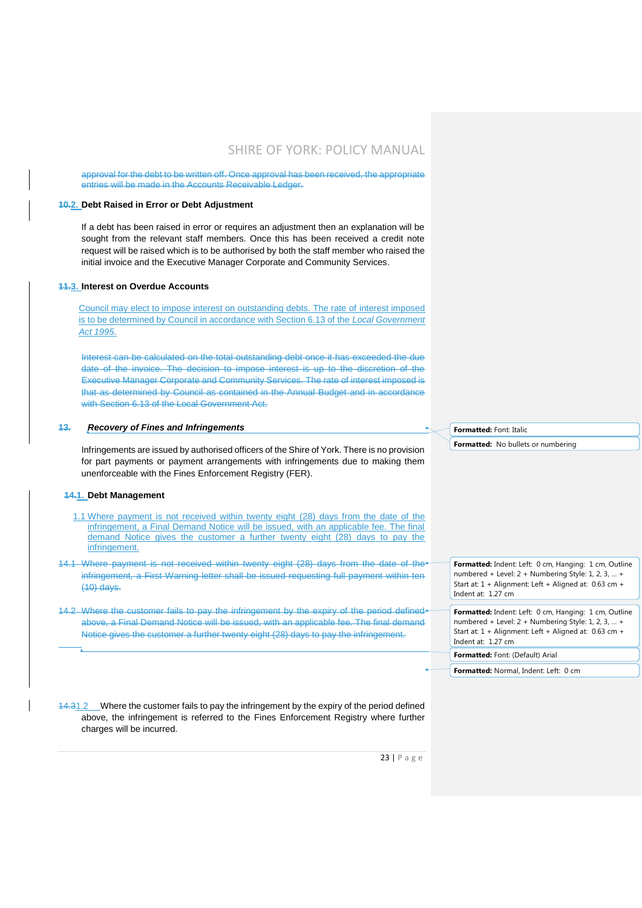~~approval for the debt to be written off. Once approval has been received, the appropriate entries will be made in the Accounts Receivable Ledger.~~

### ~~10.~~2. Debt Raised in Error or Debt Adjustment

If a debt has been raised in error or requires an adjustment then an explanation will be sought from the relevant staff members. Once this has been received a credit note request will be raised which is to be authorised by both the staff member who raised the initial invoice and the Executive Manager Corporate and Community Services.

### ~~11.~~3. Interest on Overdue Accounts

Council may elect to impose interest on outstanding debts. The rate of interest imposed is to be determined by Council in accordance with Section 6.13 of the *Local Government Act 1995.*

~~Interest can be calculated on the total outstanding debt once it has exceeded the due date of the invoice. The decision to impose interest is up to the discretion of the Executive Manager Corporate and Community Services. The rate of interest imposed is that as determined by Council as contained in the Annual Budget and in accordance with Section 6.13 of the Local Government Act.~~

### ~~13.~~ *Recovery of Fines and Infringements*

Infringements are issued by authorised officers of the Shire of York. There is no provision for part payments or payment arrangements with infringements due to making them unenforceable with the Fines Enforcement Registry (FER).

### ~~14.~~1. Debt Management

1.1 Where payment is not received within twenty eight (28) days from the date of the infringement, a Final Demand Notice will be issued, with an applicable fee. The final demand Notice gives the customer a further twenty eight (28) days to pay the infringement.

~~14.1 Where payment is not received within twenty eight (28) days from the date of the infringement, a First Warning letter shall be issued requesting full payment within ten (10) days.~~

~~14.2 Where the customer fails to pay the infringement by the expiry of the period defined above, a Final Demand Notice will be issued, with an applicable fee. The final demand Notice gives the customer a further twenty eight (28) days to pay the infringement.~~

~~14.3~~1.2 Where the customer fails to pay the infringement by the expiry of the period defined above, the infringement is referred to the Fines Enforcement Registry where further charges will be incurred.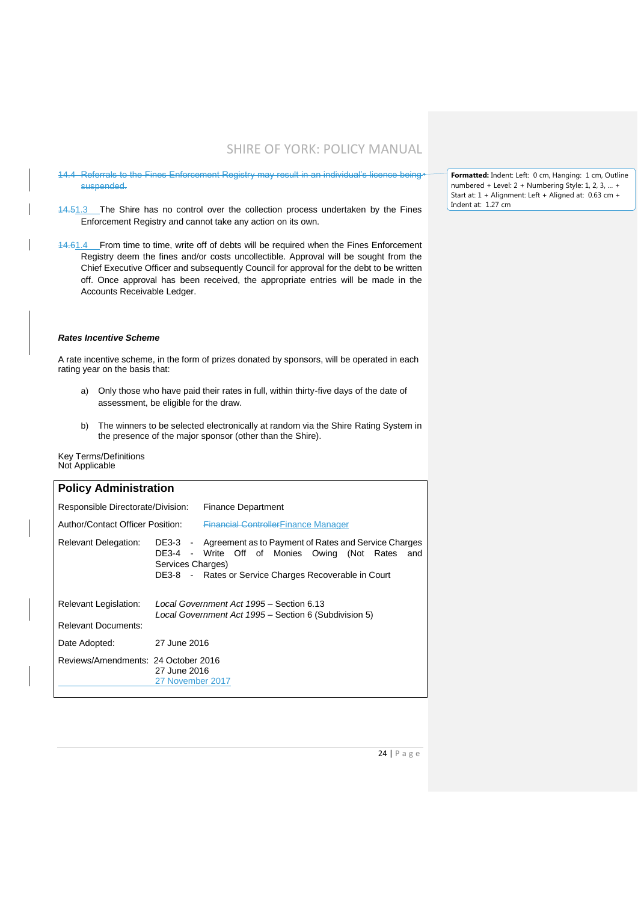~~14.4 Referrals to the Fines Enforcement Registry may result in an individual's licence being suspended.~~

~~14.5~~1.3 The Shire has no control over the collection process undertaken by the Fines Enforcement Registry and cannot take any action on its own.

~~14.6~~1.4 From time to time, write off of debts will be required when the Fines Enforcement Registry deem the fines and/or costs uncollectible. Approval will be sought from the Chief Executive Officer and subsequently Council for approval for the debt to be written off. Once approval has been received, the appropriate entries will be made in the Accounts Receivable Ledger.

***Rates Incentive Scheme***

A rate incentive scheme, in the form of prizes donated by sponsors, will be operated in each rating year on the basis that:

a) Only those who have paid their rates in full, within thirty-five days of the date of assessment, be eligible for the draw.

b) The winners to be selected electronically at random via the Shire Rating System in the presence of the major sponsor (other than the Shire).

Key Terms/Definitions
Not Applicable

## Policy Administration

| | |
|---|---|
| Responsible Directorate/Division: | Finance Department |
| Author/Contact Officer Position: | ~~Financial Controller~~Finance Manager |
| Relevant Delegation: | DE3-3 - Agreement as to Payment of Rates and Service Charges<br>DE3-4 - Write Off of Monies Owing (Not Rates and Services Charges)<br>DE3-8 - Rates or Service Charges Recoverable in Court |
| Relevant Legislation: | *Local Government Act 1995* – Section 6.13<br>*Local Government Act 1995* – Section 6 (Subdivision 5) |
| Relevant Documents: | |
| Date Adopted: | 27 June 2016 |
| Reviews/Amendments: | 24 October 2016<br>27 June 2016<br>27 November 2017 |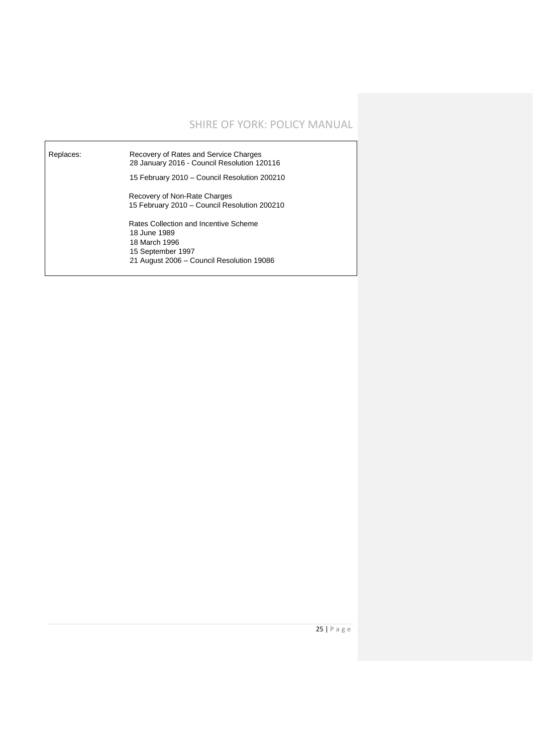| | |
|---|---|
| Replaces: | Recovery of Rates and Service Charges<br>28 January 2016 - Council Resolution 120116<br><br>15 February 2010 – Council Resolution 200210<br><br>Recovery of Non-Rate Charges<br>15 February 2010 – Council Resolution 200210<br><br>Rates Collection and Incentive Scheme<br>18 June 1989<br>18 March 1996<br>15 September 1997<br>21 August 2006 – Council Resolution 19086 |